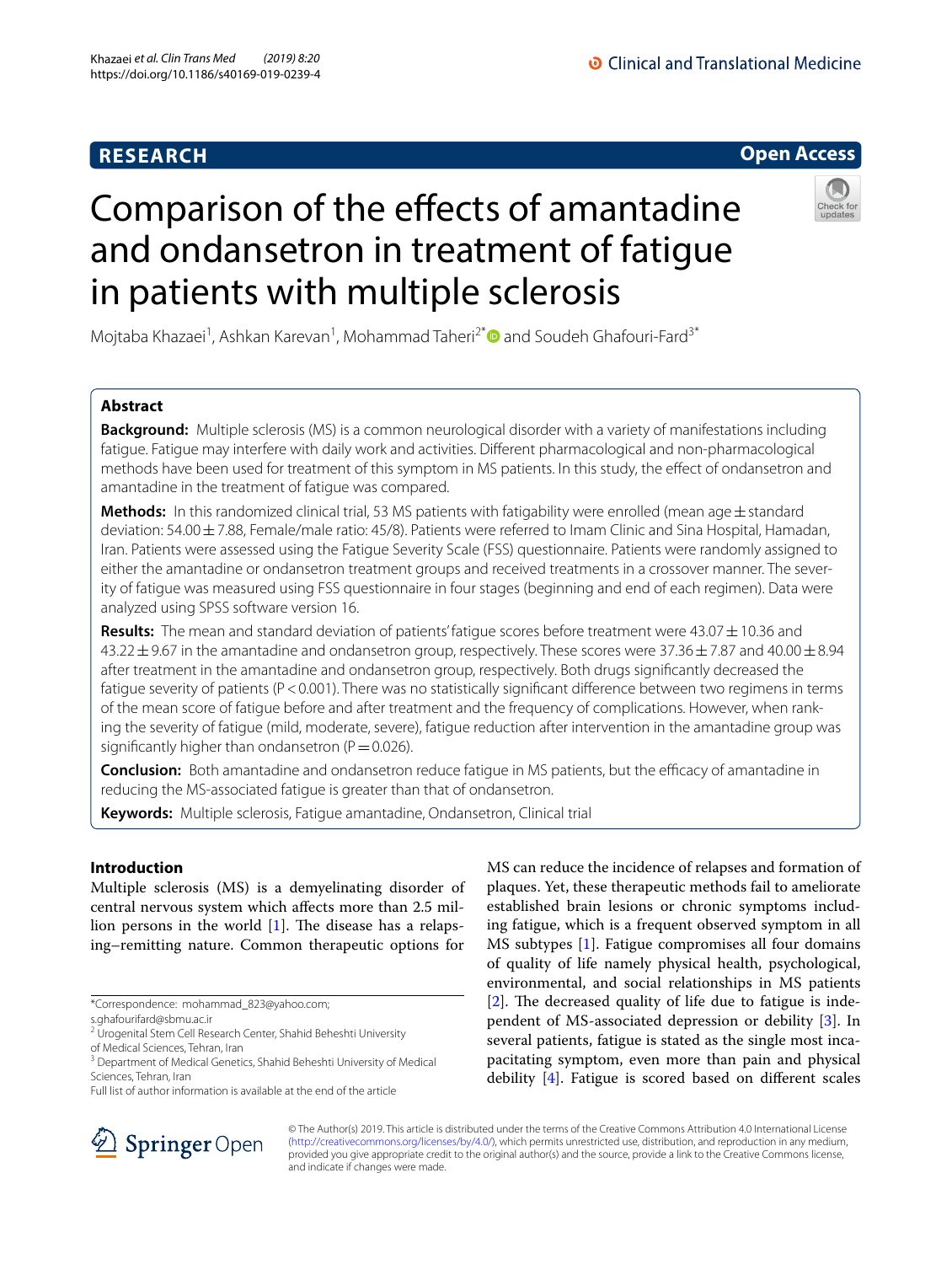**RESEARCH** **Open Access**

# Comparison of the effects of amantadine and ondansetron in treatment of fatigue in patients with multiple sclerosis

Mojtaba Khazaei[1], Ashkan Karevan[1], Mohammad Taheri[2*] and Soudeh Ghafouri-Fard[3*]

## Abstract

**Background:** Multiple sclerosis (MS) is a common neurological disorder with a variety of manifestations including fatigue. Fatigue may interfere with daily work and activities. Different pharmacological and non-pharmacological methods have been used for treatment of this symptom in MS patients. In this study, the effect of ondansetron and amantadine in the treatment of fatigue was compared.

**Methods:** In this randomized clinical trial, 53 MS patients with fatigability were enrolled (mean age ± standard deviation: 54.00 ± 7.88, Female/male ratio: 45/8). Patients were referred to Imam Clinic and Sina Hospital, Hamadan, Iran. Patients were assessed using the Fatigue Severity Scale (FSS) questionnaire. Patients were randomly assigned to either the amantadine or ondansetron treatment groups and received treatments in a crossover manner. The severity of fatigue was measured using FSS questionnaire in four stages (beginning and end of each regimen). Data were analyzed using SPSS software version 16.

**Results:** The mean and standard deviation of patients' fatigue scores before treatment were 43.07 ± 10.36 and 43.22 ± 9.67 in the amantadine and ondansetron group, respectively. These scores were 37.36 ± 7.87 and 40.00 ± 8.94 after treatment in the amantadine and ondansetron group, respectively. Both drugs significantly decreased the fatigue severity of patients ($P < 0.001$). There was no statistically significant difference between two regimens in terms of the mean score of fatigue before and after treatment and the frequency of complications. However, when ranking the severity of fatigue (mild, moderate, severe), fatigue reduction after intervention in the amantadine group was significantly higher than ondansetron ($P = 0.026$).

**Conclusion:** Both amantadine and ondansetron reduce fatigue in MS patients, but the efficacy of amantadine in reducing the MS-associated fatigue is greater than that of ondansetron.

**Keywords:** Multiple sclerosis, Fatigue amantadine, Ondansetron, Clinical trial

## Introduction

Multiple sclerosis (MS) is a demyelinating disorder of central nervous system which affects more than 2.5 million persons in the world [1]. The disease has a relapsing–remitting nature. Common therapeutic options for MS can reduce the incidence of relapses and formation of plaques. Yet, these therapeutic methods fail to ameliorate established brain lesions or chronic symptoms including fatigue, which is a frequent observed symptom in all MS subtypes [1]. Fatigue compromises all four domains of quality of life namely physical health, psychological, environmental, and social relationships in MS patients [2]. The decreased quality of life due to fatigue is independent of MS-associated depression or debility [3]. In several patients, fatigue is stated as the single most incapacitating symptom, even more than pain and physical debility [4]. Fatigue is scored based on different scales

*Correspondence: mohammad_823@yahoo.com; s.ghafourifard@sbmu.ac.ir

[2] Urogenital Stem Cell Research Center, Shahid Beheshti University of Medical Sciences, Tehran, Iran

[3] Department of Medical Genetics, Shahid Beheshti University of Medical Sciences, Tehran, Iran

Full list of author information is available at the end of the article

© The Author(s) 2019. This article is distributed under the terms of the Creative Commons Attribution 4.0 International License (http://creativecommons.org/licenses/by/4.0/), which permits unrestricted use, distribution, and reproduction in any medium, provided you give appropriate credit to the original author(s) and the source, provide a link to the Creative Commons license, and indicate if changes were made.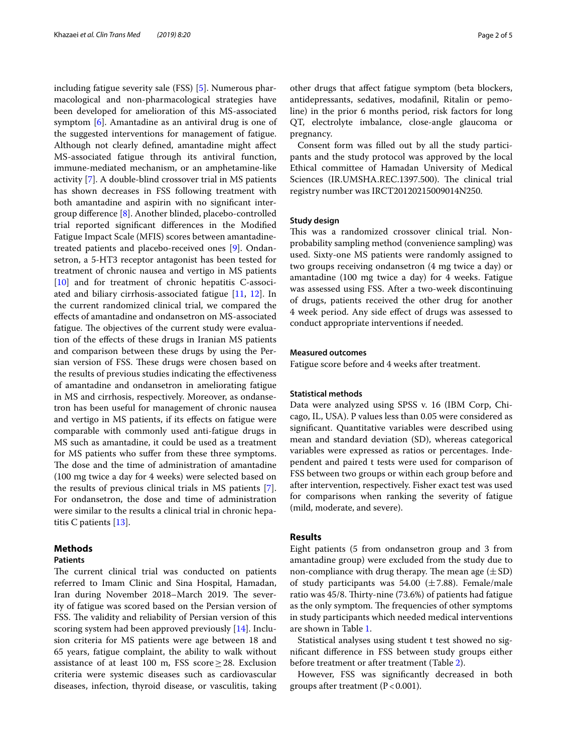including fatigue severity sale (FSS) [5]. Numerous pharmacological and non-pharmacological strategies have been developed for amelioration of this MS-associated symptom [6]. Amantadine as an antiviral drug is one of the suggested interventions for management of fatigue. Although not clearly defined, amantadine might affect MS-associated fatigue through its antiviral function, immune-mediated mechanism, or an amphetamine-like activity [7]. A double-blind crossover trial in MS patients has shown decreases in FSS following treatment with both amantadine and aspirin with no significant intergroup difference [8]. Another blinded, placebo-controlled trial reported significant differences in the Modified Fatigue Impact Scale (MFIS) scores between amantadine-treated patients and placebo-received ones [9]. Ondansetron, a 5-HT3 receptor antagonist has been tested for treatment of chronic nausea and vertigo in MS patients [10] and for treatment of chronic hepatitis C-associated and biliary cirrhosis-associated fatigue [11, 12]. In the current randomized clinical trial, we compared the effects of amantadine and ondansetron on MS-associated fatigue. The objectives of the current study were evaluation of the effects of these drugs in Iranian MS patients and comparison between these drugs by using the Persian version of FSS. These drugs were chosen based on the results of previous studies indicating the effectiveness of amantadine and ondansetron in ameliorating fatigue in MS and cirrhosis, respectively. Moreover, as ondansetron has been useful for management of chronic nausea and vertigo in MS patients, if its effects on fatigue were comparable with commonly used anti-fatigue drugs in MS such as amantadine, it could be used as a treatment for MS patients who suffer from these three symptoms. The dose and the time of administration of amantadine (100 mg twice a day for 4 weeks) were selected based on the results of previous clinical trials in MS patients [7]. For ondansetron, the dose and time of administration were similar to the results a clinical trial in chronic hepatitis C patients [13].

## Methods

### Patients

The current clinical trial was conducted on patients referred to Imam Clinic and Sina Hospital, Hamadan, Iran during November 2018–March 2019. The severity of fatigue was scored based on the Persian version of FSS. The validity and reliability of Persian version of this scoring system had been approved previously [14]. Inclusion criteria for MS patients were age between 18 and 65 years, fatigue complaint, the ability to walk without assistance of at least 100 m, FSS score ≥ 28. Exclusion criteria were systemic diseases such as cardiovascular diseases, infection, thyroid disease, or vasculitis, taking other drugs that affect fatigue symptom (beta blockers, antidepressants, sedatives, modafinil, Ritalin or pemoline) in the prior 6 months period, risk factors for long QT, electrolyte imbalance, close-angle glaucoma or pregnancy.

Consent form was filled out by all the study participants and the study protocol was approved by the local Ethical committee of Hamadan University of Medical Sciences (IR.UMSHA.REC.1397.500). The clinical trial registry number was IRCT20120215009014N250.

### Study design

This was a randomized crossover clinical trial. Non-probability sampling method (convenience sampling) was used. Sixty-one MS patients were randomly assigned to two groups receiving ondansetron (4 mg twice a day) or amantadine (100 mg twice a day) for 4 weeks. Fatigue was assessed using FSS. After a two-week discontinuing of drugs, patients received the other drug for another 4 week period. Any side effect of drugs was assessed to conduct appropriate interventions if needed.

### Measured outcomes

Fatigue score before and 4 weeks after treatment.

### Statistical methods

Data were analyzed using SPSS v. 16 (IBM Corp, Chicago, IL, USA). P values less than 0.05 were considered as significant. Quantitative variables were described using mean and standard deviation (SD), whereas categorical variables were expressed as ratios or percentages. Independent and paired t tests were used for comparison of FSS between two groups or within each group before and after intervention, respectively. Fisher exact test was used for comparisons when ranking the severity of fatigue (mild, moderate, and severe).

## Results

Eight patients (5 from ondansetron group and 3 from amantadine group) were excluded from the study due to non-compliance with drug therapy. The mean age (± SD) of study participants was 54.00 (± 7.88). Female/male ratio was 45/8. Thirty-nine (73.6%) of patients had fatigue as the only symptom. The frequencies of other symptoms in study participants which needed medical interventions are shown in Table 1.

Statistical analyses using student t test showed no significant difference in FSS between study groups either before treatment or after treatment (Table 2).

However, FSS was significantly decreased in both groups after treatment ($P < 0.001$).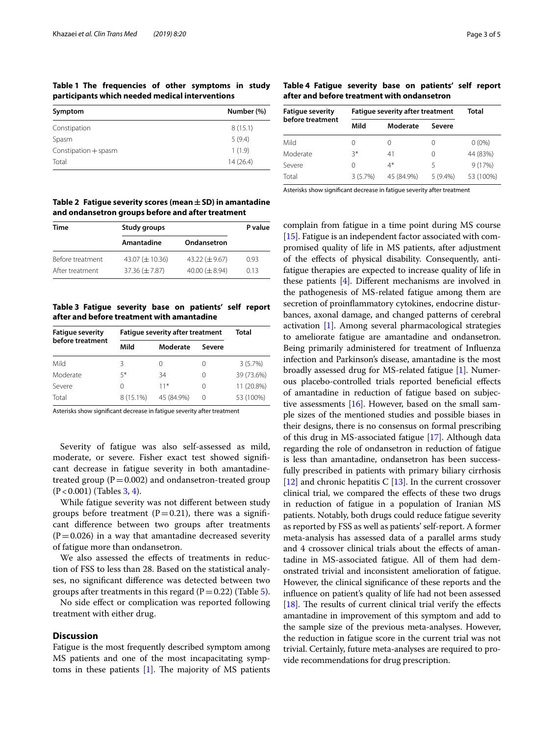**Table 1 The frequencies of other symptoms in study participants which needed medical interventions**

| Symptom | Number (%) |
|---|---|
| Constipation | 8 (15.1) |
| Spasm | 5 (9.4) |
| Constipation + spasm | 1 (1.9) |
| Total | 14 (26.4) |

**Table 2 Fatigue severity scores (mean ± SD) in amantadine and ondansetron groups before and after treatment**

| Time | Study groups | | P value |
|---|---|---|---|
| | Amantadine | Ondansetron | |
| Before treatment | 43.07 (± 10.36) | 43.22 (± 9.67) | 0.93 |
| After treatment | 37.36 (± 7.87) | 40.00 (± 8.94) | 0.13 |

**Table 3 Fatigue severity base on patients' self report after and before treatment with amantadine**

| Fatigue severity before treatment | Fatigue severity after treatment | | | Total |
|---|---|---|---|---|
| | Mild | Moderate | Severe | |
| Mild | 3 | 0 | 0 | 3 (5.7%) |
| Moderate | 5* | 34 | 0 | 39 (73.6%) |
| Severe | 0 | 11* | 0 | 11 (20.8%) |
| Total | 8 (15.1%) | 45 (84.9%) | 0 | 53 (100%) |

Asterisks show significant decrease in fatigue severity after treatment

Severity of fatigue was also self-assessed as mild, moderate, or severe. Fisher exact test showed significant decrease in fatigue severity in both amantadine-treated group ($P = 0.002$) and ondansetron-treated group ($P < 0.001$) (Tables 3, 4).

While fatigue severity was not different between study groups before treatment ($P = 0.21$), there was a significant difference between two groups after treatments ($P = 0.026$) in a way that amantadine decreased severity of fatigue more than ondansetron.

We also assessed the effects of treatments in reduction of FSS to less than 28. Based on the statistical analyses, no significant difference was detected between two groups after treatments in this regard ($P = 0.22$) (Table 5).

No side effect or complication was reported following treatment with either drug.

**Table 4 Fatigue severity base on patients' self report after and before treatment with ondansetron**

| Fatigue severity before treatment | Fatigue severity after treatment | | | Total |
|---|---|---|---|---|
| | Mild | Moderate | Severe | |
| Mild | 0 | 0 | 0 | 0 (0%) |
| Moderate | 3* | 41 | 0 | 44 (83%) |
| Severe | 0 | 4* | 5 | 9 (17%) |
| Total | 3 (5.7%) | 45 (84.9%) | 5 (9.4%) | 53 (100%) |

Asterisks show significant decrease in fatigue severity after treatment

## Discussion

Fatigue is the most frequently described symptom among MS patients and one of the most incapacitating symptoms in these patients [1]. The majority of MS patients complain from fatigue in a time point during MS course [15]. Fatigue is an independent factor associated with compromised quality of life in MS patients, after adjustment of the effects of physical disability. Consequently, anti-fatigue therapies are expected to increase quality of life in these patients [4]. Different mechanisms are involved in the pathogenesis of MS-related fatigue among them are secretion of proinflammatory cytokines, endocrine disturbances, axonal damage, and changed patterns of cerebral activation [1]. Among several pharmacological strategies to ameliorate fatigue are amantadine and ondansetron. Being primarily administered for treatment of Influenza infection and Parkinson's disease, amantadine is the most broadly assessed drug for MS-related fatigue [1]. Numerous placebo-controlled trials reported beneficial effects of amantadine in reduction of fatigue based on subjective assessments [16]. However, based on the small sample sizes of the mentioned studies and possible biases in their designs, there is no consensus on formal prescribing of this drug in MS-associated fatigue [17]. Although data regarding the role of ondansetron in reduction of fatigue is less than amantadine, ondansetron has been successfully prescribed in patients with primary biliary cirrhosis [12] and chronic hepatitis C [13]. In the current crossover clinical trial, we compared the effects of these two drugs in reduction of fatigue in a population of Iranian MS patients. Notably, both drugs could reduce fatigue severity as reported by FSS as well as patients' self-report. A former meta-analysis has assessed data of a parallel arms study and 4 crossover clinical trials about the effects of amantadine in MS-associated fatigue. All of them had demonstrated trivial and inconsistent amelioration of fatigue. However, the clinical significance of these reports and the influence on patient's quality of life had not been assessed [18]. The results of current clinical trial verify the effects amantadine in improvement of this symptom and add to the sample size of the previous meta-analyses. However, the reduction in fatigue score in the current trial was not trivial. Certainly, future meta-analyses are required to provide recommendations for drug prescription.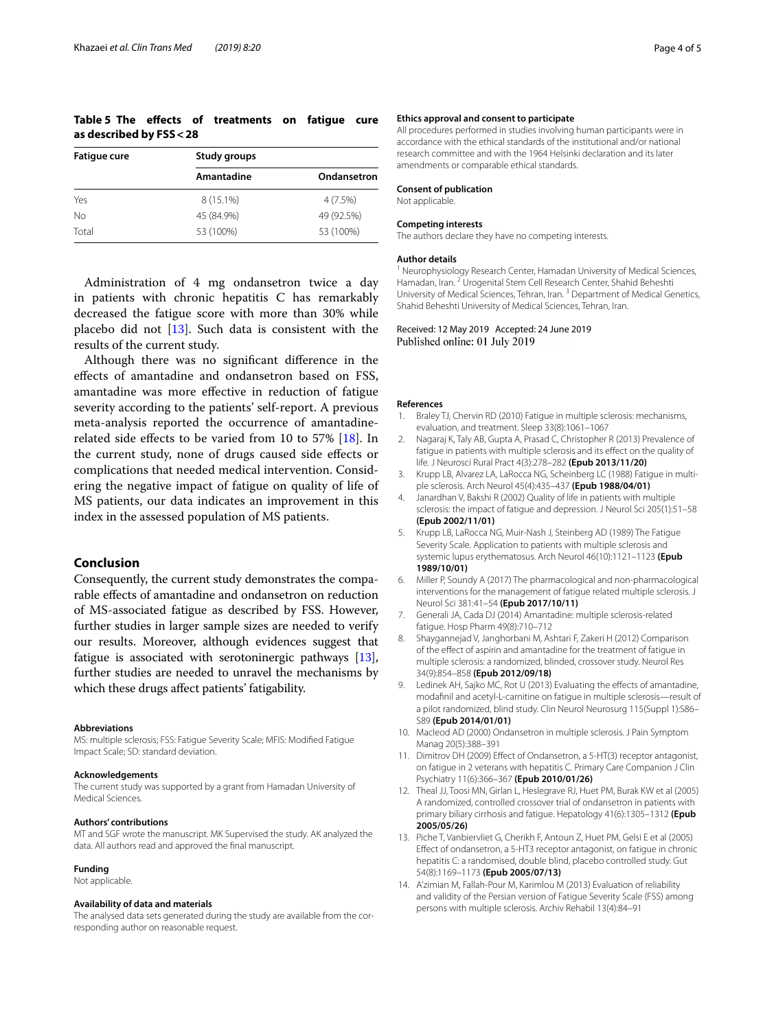**Table 5 The effects of treatments on fatigue cure as described by FSS < 28**

| Fatigue cure | Study groups | |
|---|---|---|
| | Amantadine | Ondansetron |
| Yes | 8 (15.1%) | 4 (7.5%) |
| No | 45 (84.9%) | 49 (92.5%) |
| Total | 53 (100%) | 53 (100%) |

Administration of 4 mg ondansetron twice a day in patients with chronic hepatitis C has remarkably decreased the fatigue score with more than 30% while placebo did not [13]. Such data is consistent with the results of the current study.

Although there was no significant difference in the effects of amantadine and ondansetron based on FSS, amantadine was more effective in reduction of fatigue severity according to the patients' self-report. A previous meta-analysis reported the occurrence of amantadine-related side effects to be varied from 10 to 57% [18]. In the current study, none of drugs caused side effects or complications that needed medical intervention. Considering the negative impact of fatigue on quality of life of MS patients, our data indicates an improvement in this index in the assessed population of MS patients.

## Conclusion

Consequently, the current study demonstrates the comparable effects of amantadine and ondansetron on reduction of MS-associated fatigue as described by FSS. However, further studies in larger sample sizes are needed to verify our results. Moreover, although evidences suggest that fatigue is associated with serotoninergic pathways [13], further studies are needed to unravel the mechanisms by which these drugs affect patients' fatigability.

#### Abbreviations
MS: multiple sclerosis; FSS: Fatigue Severity Scale; MFIS: Modified Fatigue Impact Scale; SD: standard deviation.

#### Acknowledgements
The current study was supported by a grant from Hamadan University of Medical Sciences.

#### Authors' contributions
MT and SGF wrote the manuscript. MK Supervised the study. AK analyzed the data. All authors read and approved the final manuscript.

#### Funding
Not applicable.

#### Availability of data and materials
The analysed data sets generated during the study are available from the corresponding author on reasonable request.

#### Ethics approval and consent to participate
All procedures performed in studies involving human participants were in accordance with the ethical standards of the institutional and/or national research committee and with the 1964 Helsinki declaration and its later amendments or comparable ethical standards.

#### Consent of publication
Not applicable.

#### Competing interests
The authors declare they have no competing interests.

#### Author details
[1] Neurophysiology Research Center, Hamadan University of Medical Sciences, Hamadan, Iran. [2] Urogenital Stem Cell Research Center, Shahid Beheshti University of Medical Sciences, Tehran, Iran. [3] Department of Medical Genetics, Shahid Beheshti University of Medical Sciences, Tehran, Iran.

Received: 12 May 2019 Accepted: 24 June 2019
Published online: 01 July 2019

#### References
1. Braley TJ, Chervin RD (2010) Fatigue in multiple sclerosis: mechanisms, evaluation, and treatment. Sleep 33(8):1061–1067
2. Nagaraj K, Taly AB, Gupta A, Prasad C, Christopher R (2013) Prevalence of fatigue in patients with multiple sclerosis and its effect on the quality of life. J Neurosci Rural Pract 4(3):278–282 **(Epub 2013/11/20)**
3. Krupp LB, Alvarez LA, LaRocca NG, Scheinberg LC (1988) Fatigue in multiple sclerosis. Arch Neurol 45(4):435–437 **(Epub 1988/04/01)**
4. Janardhan V, Bakshi R (2002) Quality of life in patients with multiple sclerosis: the impact of fatigue and depression. J Neurol Sci 205(1):51–58 **(Epub 2002/11/01)**
5. Krupp LB, LaRocca NG, Muir-Nash J, Steinberg AD (1989) The Fatigue Severity Scale. Application to patients with multiple sclerosis and systemic lupus erythematosus. Arch Neurol 46(10):1121–1123 **(Epub 1989/10/01)**
6. Miller P, Soundy A (2017) The pharmacological and non-pharmacological interventions for the management of fatigue related multiple sclerosis. J Neurol Sci 381:41–54 **(Epub 2017/10/11)**
7. Generali JA, Cada DJ (2014) Amantadine: multiple sclerosis-related fatigue. Hosp Pharm 49(8):710–712
8. Shaygannejad V, Janghorbani M, Ashtari F, Zakeri H (2012) Comparison of the effect of aspirin and amantadine for the treatment of fatigue in multiple sclerosis: a randomized, blinded, crossover study. Neurol Res 34(9):854–858 **(Epub 2012/09/18)**
9. Ledinek AH, Sajko MC, Rot U (2013) Evaluating the effects of amantadine, modafinil and acetyl-L-carnitine on fatigue in multiple sclerosis—result of a pilot randomized, blind study. Clin Neurol Neurosurg 115(Suppl 1):S86–S89 **(Epub 2014/01/01)**
10. Macleod AD (2000) Ondansetron in multiple sclerosis. J Pain Symptom Manag 20(5):388–391
11. Dimitrov DH (2009) Effect of Ondansetron, a 5-HT(3) receptor antagonist, on fatigue in 2 veterans with hepatitis C. Primary Care Companion J Clin Psychiatry 11(6):366–367 **(Epub 2010/01/26)**
12. Theal JJ, Toosi MN, Girlan L, Heslegrave RJ, Huet PM, Burak KW et al (2005) A randomized, controlled crossover trial of ondansetron in patients with primary biliary cirrhosis and fatigue. Hepatology 41(6):1305–1312 **(Epub 2005/05/26)**
13. Piche T, Vanbiervliet G, Cherikh F, Antoun Z, Huet PM, Gelsi E et al (2005) Effect of ondansetron, a 5-HT3 receptor antagonist, on fatigue in chronic hepatitis C: a randomised, double blind, placebo controlled study. Gut 54(8):1169–1173 **(Epub 2005/07/13)**
14. A'zimian M, Fallah-Pour M, Karimlou M (2013) Evaluation of reliability and validity of the Persian version of Fatigue Severity Scale (FSS) among persons with multiple sclerosis. Archiv Rehabil 13(4):84–91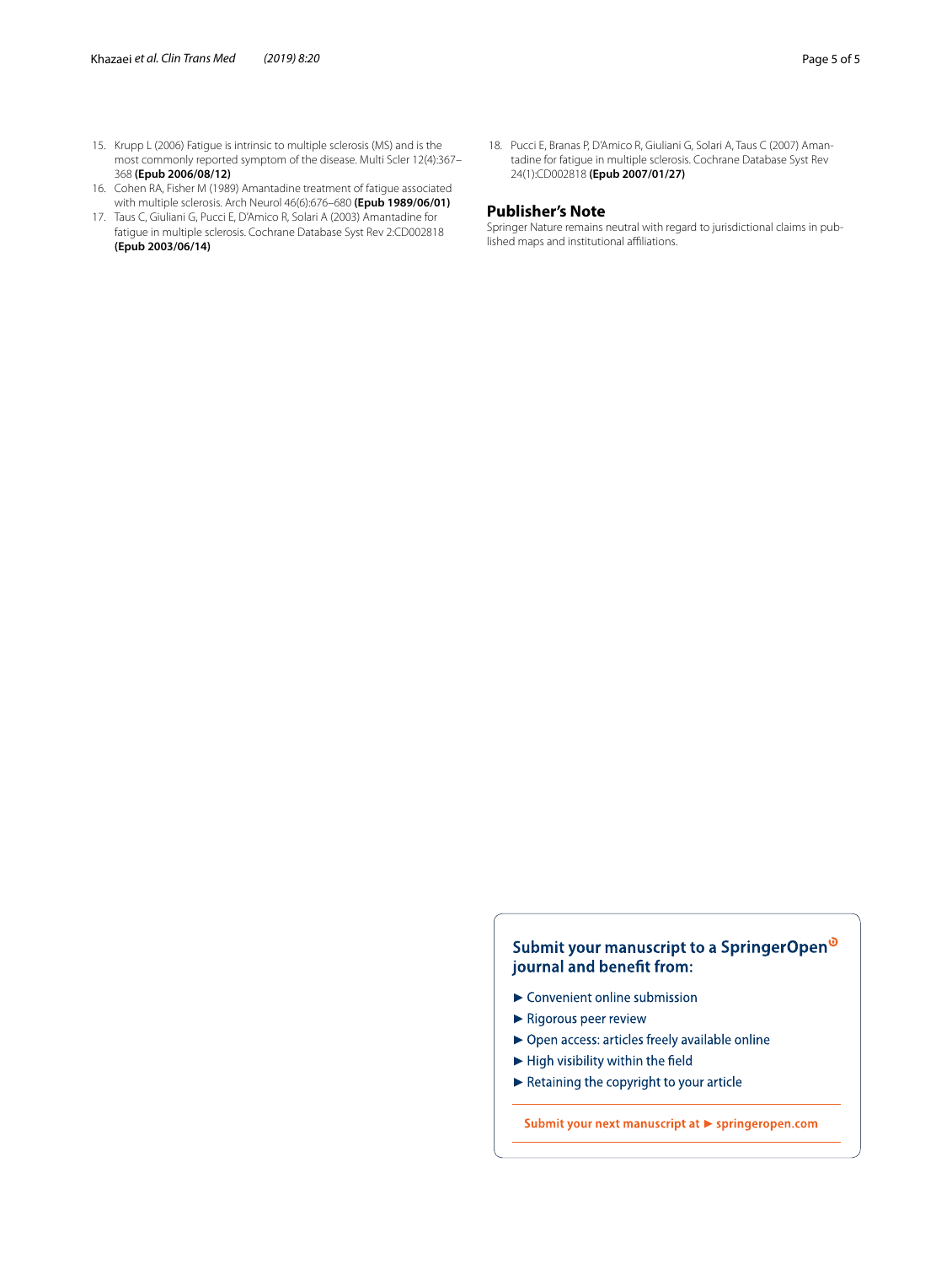15. Krupp L (2006) Fatigue is intrinsic to multiple sclerosis (MS) and is the most commonly reported symptom of the disease. Multi Scler 12(4):367–368 **(Epub 2006/08/12)**
16. Cohen RA, Fisher M (1989) Amantadine treatment of fatigue associated with multiple sclerosis. Arch Neurol 46(6):676–680 **(Epub 1989/06/01)**
17. Taus C, Giuliani G, Pucci E, D'Amico R, Solari A (2003) Amantadine for fatigue in multiple sclerosis. Cochrane Database Syst Rev 2:CD002818 **(Epub 2003/06/14)**
18. Pucci E, Branas P, D'Amico R, Giuliani G, Solari A, Taus C (2007) Amantadine for fatigue in multiple sclerosis. Cochrane Database Syst Rev 24(1):CD002818 **(Epub 2007/01/27)**

## Publisher's Note

Springer Nature remains neutral with regard to jurisdictional claims in published maps and institutional affiliations.

**Submit your manuscript to a SpringerOpen journal and benefit from:**

- ► Convenient online submission
- ► Rigorous peer review
- ► Open access: articles freely available online
- ► High visibility within the field
- ► Retaining the copyright to your article

**Submit your next manuscript at ► springeropen.com**